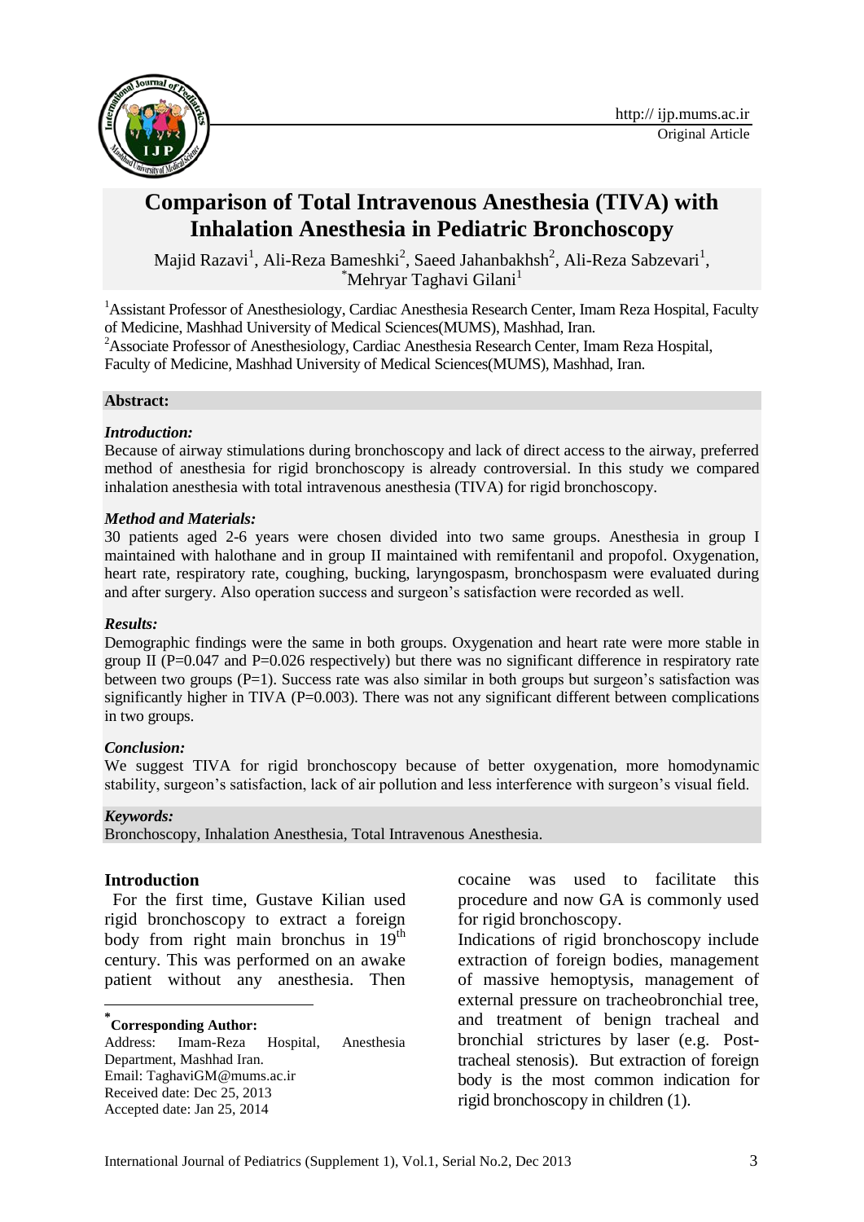Original Article

# Comparison of Total Intravenous Anesthesia (TIVA) with Inhalation Anesthesia in Pediatric Bronchoscopy

Majid Razavi[1], Ali-Reza Bameshki[2], Saeed Jahanbakhsh[2], Ali-Reza Sabzevari[1], *Mehryar Taghavi Gilani[1]

[1]Assistant Professor of Anesthesiology, Cardiac Anesthesia Research Center, Imam Reza Hospital, Faculty of Medicine, Mashhad University of Medical Sciences(MUMS), Mashhad, Iran.

[2]Associate Professor of Anesthesiology, Cardiac Anesthesia Research Center, Imam Reza Hospital, Faculty of Medicine, Mashhad University of Medical Sciences(MUMS), Mashhad, Iran.

**Abstract:**

***Introduction:***

Because of airway stimulations during bronchoscopy and lack of direct access to the airway, preferred method of anesthesia for rigid bronchoscopy is already controversial. In this study we compared inhalation anesthesia with total intravenous anesthesia (TIVA) for rigid bronchoscopy.

***Method and Materials:***

30 patients aged 2-6 years were chosen divided into two same groups. Anesthesia in group I maintained with halothane and in group II maintained with remifentanil and propofol. Oxygenation, heart rate, respiratory rate, coughing, bucking, laryngospasm, bronchospasm were evaluated during and after surgery. Also operation success and surgeon's satisfaction were recorded as well.

***Results:***

Demographic findings were the same in both groups. Oxygenation and heart rate were more stable in group II (P=0.047 and P=0.026 respectively) but there was no significant difference in respiratory rate between two groups (P=1). Success rate was also similar in both groups but surgeon's satisfaction was significantly higher in TIVA (P=0.003). There was not any significant different between complications in two groups.

***Conclusion:***

We suggest TIVA for rigid bronchoscopy because of better oxygenation, more homodynamic stability, surgeon's satisfaction, lack of air pollution and less interference with surgeon's visual field.

***Keywords:***

Bronchoscopy, Inhalation Anesthesia, Total Intravenous Anesthesia.

## Introduction

For the first time, Gustave Kilian used rigid bronchoscopy to extract a foreign body from right main bronchus in 19th century. This was performed on an awake patient without any anesthesia. Then cocaine was used to facilitate this procedure and now GA is commonly used for rigid bronchoscopy.

Indications of rigid bronchoscopy include extraction of foreign bodies, management of massive hemoptysis, management of external pressure on tracheobronchial tree, and treatment of benign tracheal and bronchial strictures by laser (e.g. Post-tracheal stenosis). But extraction of foreign body is the most common indication for rigid bronchoscopy in children (1).

---

**\*Corresponding Author:**

Address: Imam-Reza Hospital, Anesthesia Department, Mashhad Iran.

Email: TaghaviGM@mums.ac.ir

Received date: Dec 25, 2013

Accepted date: Jan 25, 2014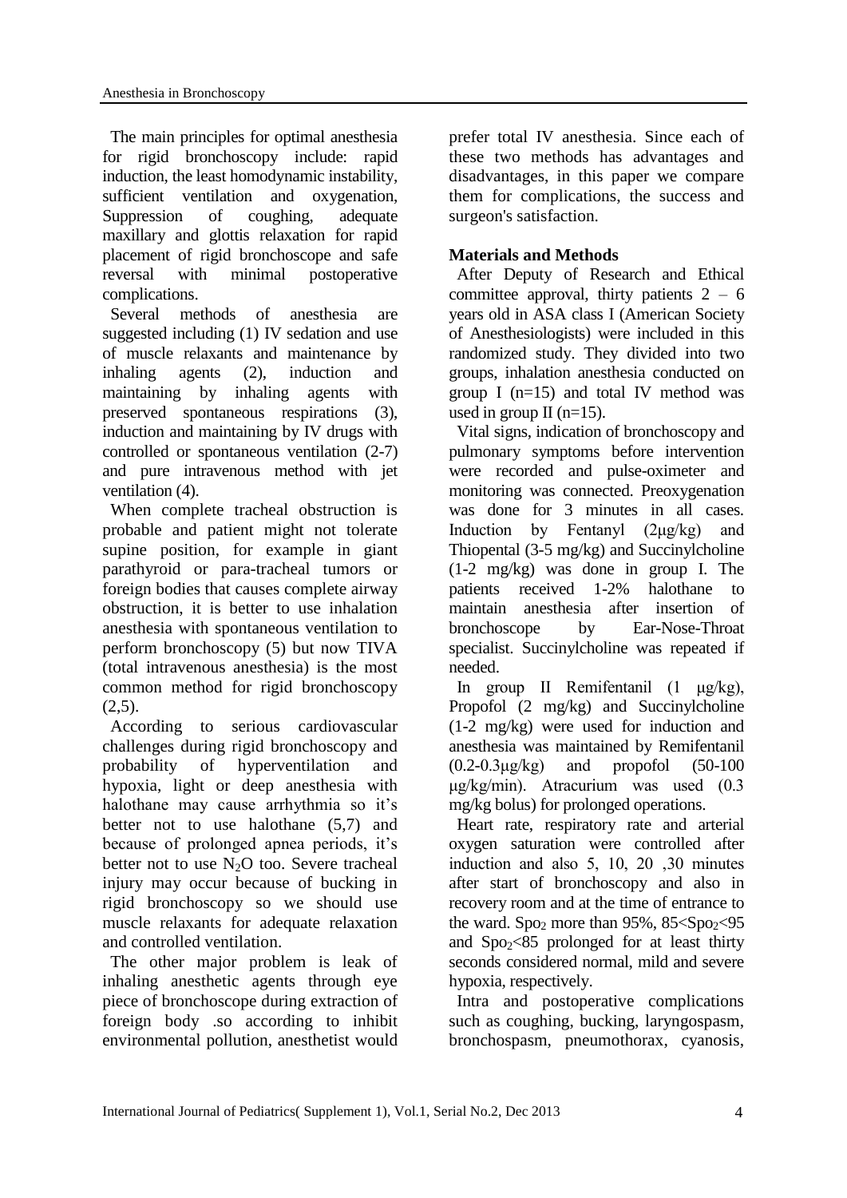The main principles for optimal anesthesia for rigid bronchoscopy include: rapid induction, the least homodynamic instability, sufficient ventilation and oxygenation, Suppression of coughing, adequate maxillary and glottis relaxation for rapid placement of rigid bronchoscope and safe reversal with minimal postoperative complications.

Several methods of anesthesia are suggested including (1) IV sedation and use of muscle relaxants and maintenance by inhaling agents (2), induction and maintaining by inhaling agents with preserved spontaneous respirations (3), induction and maintaining by IV drugs with controlled or spontaneous ventilation (2-7) and pure intravenous method with jet ventilation (4).

When complete tracheal obstruction is probable and patient might not tolerate supine position, for example in giant parathyroid or para-tracheal tumors or foreign bodies that causes complete airway obstruction, it is better to use inhalation anesthesia with spontaneous ventilation to perform bronchoscopy (5) but now TIVA (total intravenous anesthesia) is the most common method for rigid bronchoscopy (2,5).

According to serious cardiovascular challenges during rigid bronchoscopy and probability of hyperventilation and hypoxia, light or deep anesthesia with halothane may cause arrhythmia so it's better not to use halothane (5,7) and because of prolonged apnea periods, it's better not to use $N_2O$ too. Severe tracheal injury may occur because of bucking in rigid bronchoscopy so we should use muscle relaxants for adequate relaxation and controlled ventilation.

The other major problem is leak of inhaling anesthetic agents through eye piece of bronchoscope during extraction of foreign body .so according to inhibit environmental pollution, anesthetist would prefer total IV anesthesia. Since each of these two methods has advantages and disadvantages, in this paper we compare them for complications, the success and surgeon's satisfaction.

## Materials and Methods

After Deputy of Research and Ethical committee approval, thirty patients 2 – 6 years old in ASA class I (American Society of Anesthesiologists) were included in this randomized study. They divided into two groups, inhalation anesthesia conducted on group I (n=15) and total IV method was used in group II (n=15).

Vital signs, indication of bronchoscopy and pulmonary symptoms before intervention were recorded and pulse-oximeter and monitoring was connected. Preoxygenation was done for 3 minutes in all cases. Induction by Fentanyl (2μg/kg) and Thiopental (3-5 mg/kg) and Succinylcholine (1-2 mg/kg) was done in group I. The patients received 1-2% halothane to maintain anesthesia after insertion of bronchoscope by Ear-Nose-Throat specialist. Succinylcholine was repeated if needed.

In group II Remifentanil (1 μg/kg), Propofol (2 mg/kg) and Succinylcholine (1-2 mg/kg) were used for induction and anesthesia was maintained by Remifentanil (0.2-0.3μg/kg) and propofol (50-100 μg/kg/min). Atracurium was used (0.3 mg/kg bolus) for prolonged operations.

Heart rate, respiratory rate and arterial oxygen saturation were controlled after induction and also 5, 10, 20 ,30 minutes after start of bronchoscopy and also in recovery room and at the time of entrance to the ward. $Spo_2$ more than 95%, $85<Spo_2<95$ and $Spo_2<85$ prolonged for at least thirty seconds considered normal, mild and severe hypoxia, respectively.

Intra and postoperative complications such as coughing, bucking, laryngospasm, bronchospasm, pneumothorax, cyanosis,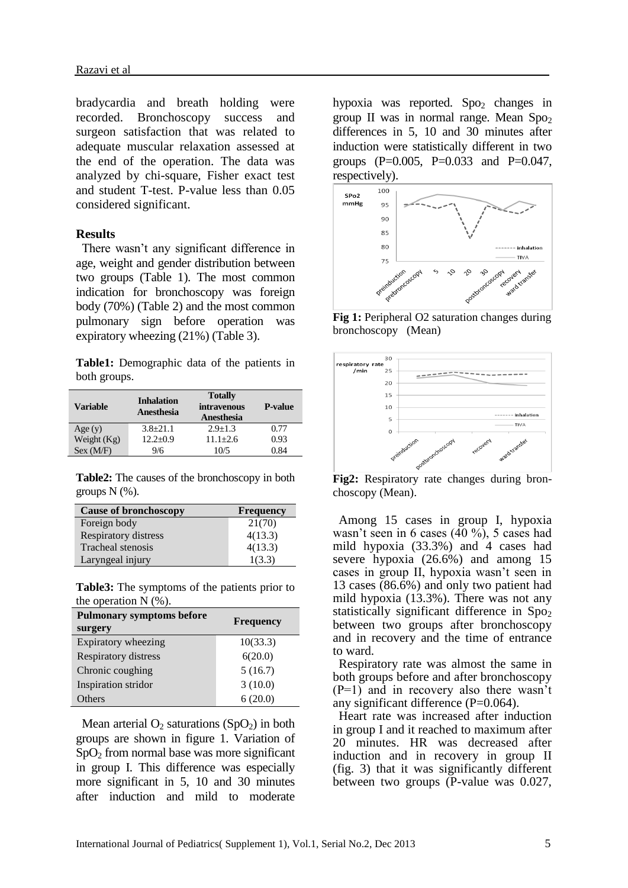bradycardia and breath holding were recorded. Bronchoscopy success and surgeon satisfaction that was related to adequate muscular relaxation assessed at the end of the operation. The data was analyzed by chi-square, Fisher exact test and student T-test. P-value less than 0.05 considered significant.

### Results

There wasn't any significant difference in age, weight and gender distribution between two groups (Table 1). The most common indication for bronchoscopy was foreign body (70%) (Table 2) and the most common pulmonary sign before operation was expiratory wheezing (21%) (Table 3).

**Table1:** Demographic data of the patients in both groups.

| Variable | Inhalation Anesthesia | Totally intravenous Anesthesia | P-value |
|---|---|---|---|
| Age (y) | 3.8±21.1 | 2.9±1.3 | 0.77 |
| Weight (Kg) | 12.2±0.9 | 11.1±2.6 | 0.93 |
| Sex (M/F) | 9/6 | 10/5 | 0.84 |

**Table2:** The causes of the bronchoscopy in both groups N (%).

| Cause of bronchoscopy | Frequency |
|---|---|
| Foreign body | 21(70) |
| Respiratory distress | 4(13.3) |
| Tracheal stenosis | 4(13.3) |
| Laryngeal injury | 1(3.3) |

**Table3:** The symptoms of the patients prior to the operation N (%).

| Pulmonary symptoms before surgery | Frequency |
|---|---|
| Expiratory wheezing | 10(33.3) |
| Respiratory distress | 6(20.0) |
| Chronic coughing | 5 (16.7) |
| Inspiration stridor | 3 (10.0) |
| Others | 6 (20.0) |

Mean arterial $O_2$ saturations ($SpO_2$) in both groups are shown in figure 1. Variation of $SpO_2$ from normal base was more significant in group I. This difference was especially more significant in 5, 10 and 30 minutes after induction and mild to moderate hypoxia was reported. $Spo_2$ changes in group II was in normal range. Mean $Spo_2$ differences in 5, 10 and 30 minutes after induction were statistically different in two groups (P=0.005, P=0.033 and P=0.047, respectively).

**Fig 1:** Peripheral O2 saturation changes during bronchoscopy (Mean)

**Fig2:** Respiratory rate changes during bronchoscopy (Mean).

Among 15 cases in group I, hypoxia wasn't seen in 6 cases (40 %), 5 cases had mild hypoxia (33.3%) and 4 cases had severe hypoxia (26.6%) and among 15 cases in group II, hypoxia wasn't seen in 13 cases (86.6%) and only two patient had mild hypoxia (13.3%). There was not any statistically significant difference in $Spo_2$ between two groups after bronchoscopy and in recovery and the time of entrance to ward.

Respiratory rate was almost the same in both groups before and after bronchoscopy (P=1) and in recovery also there wasn't any significant difference (P=0.064).

Heart rate was increased after induction in group I and it reached to maximum after 20 minutes. HR was decreased after induction and in recovery in group II (fig. 3) that it was significantly different between two groups (P-value was 0.027,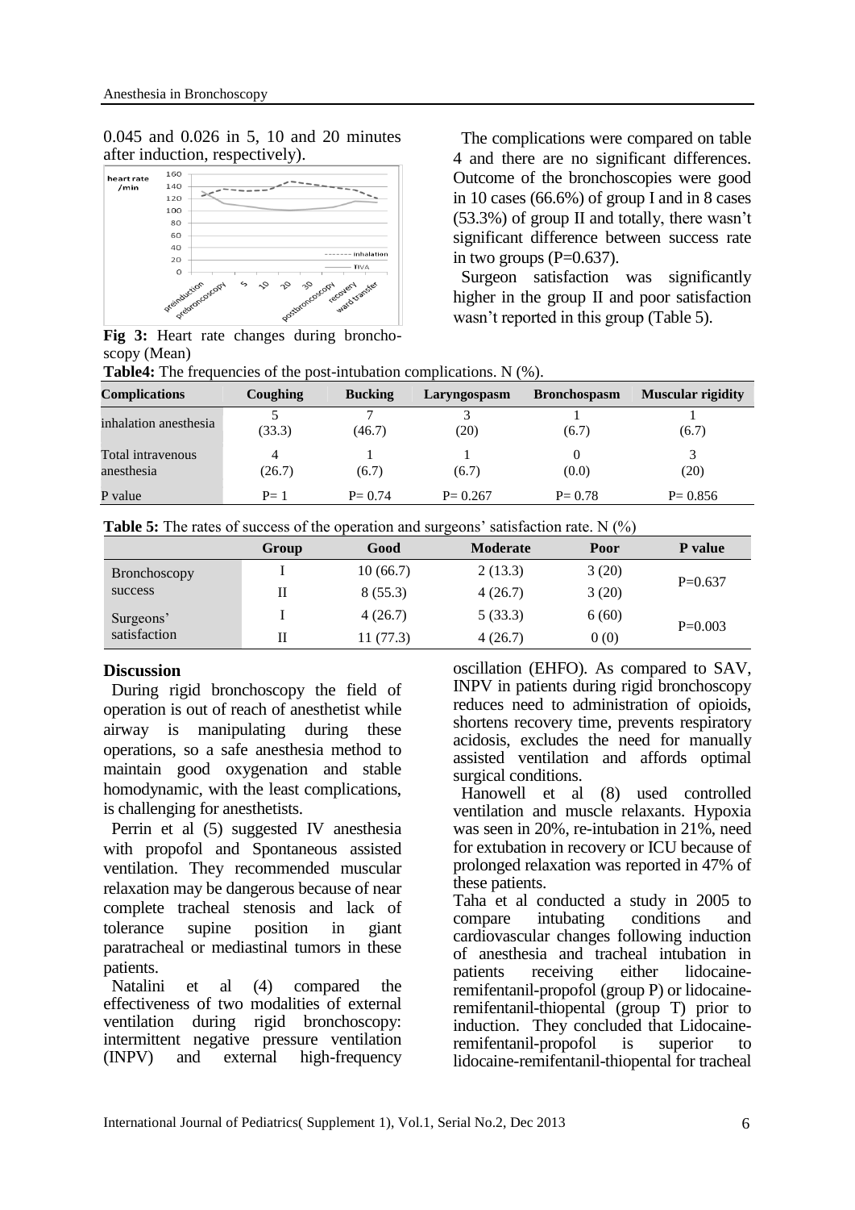0.045 and 0.026 in 5, 10 and 20 minutes after induction, respectively).

**Fig 3:** Heart rate changes during bronchoscopy (Mean)

The complications were compared on table 4 and there are no significant differences. Outcome of the bronchoscopies were good in 10 cases (66.6%) of group I and in 8 cases (53.3%) of group II and totally, there wasn't significant difference between success rate in two groups (P=0.637).

Surgeon satisfaction was significantly higher in the group II and poor satisfaction wasn't reported in this group (Table 5).

**Table4:** The frequencies of the post-intubation complications. N (%).

| Complications | Coughing | Bucking | Laryngospasm | Bronchospasm | Muscular rigidity |
|---|---|---|---|---|---|
| inhalation anesthesia | 5 (33.3) | 7 (46.7) | 3 (20) | 1 (6.7) | 1 (6.7) |
| Total intravenous anesthesia | 4 (26.7) | 1 (6.7) | 1 (6.7) | 0 (0.0) | 3 (20) |
| P value | P= 1 | P= 0.74 | P= 0.267 | P= 0.78 | P= 0.856 |

**Table 5:** The rates of success of the operation and surgeons' satisfaction rate. N (%)

| | Group | Good | Moderate | Poor | P value |
|---|---|---|---|---|---|
| Bronchoscopy success | I | 10 (66.7) | 2 (13.3) | 3 (20) | P=0.637 |
| | II | 8 (55.3) | 4 (26.7) | 3 (20) | |
| Surgeons' satisfaction | I | 4 (26.7) | 5 (33.3) | 6 (60) | P=0.003 |
| | II | 11 (77.3) | 4 (26.7) | 0 (0) | |

## Discussion

During rigid bronchoscopy the field of operation is out of reach of anesthetist while airway is manipulating during these operations, so a safe anesthesia method to maintain good oxygenation and stable homodynamic, with the least complications, is challenging for anesthetists.

Perrin et al (5) suggested IV anesthesia with propofol and Spontaneous assisted ventilation. They recommended muscular relaxation may be dangerous because of near complete tracheal stenosis and lack of tolerance supine position in giant paratracheal or mediastinal tumors in these patients.

Natalini et al (4) compared the effectiveness of two modalities of external ventilation during rigid bronchoscopy: intermittent negative pressure ventilation (INPV) and external high-frequency oscillation (EHFO). As compared to SAV, INPV in patients during rigid bronchoscopy reduces need to administration of opioids, shortens recovery time, prevents respiratory acidosis, excludes the need for manually assisted ventilation and affords optimal surgical conditions.

Hanowell et al (8) used controlled ventilation and muscle relaxants. Hypoxia was seen in 20%, re-intubation in 21%, need for extubation in recovery or ICU because of prolonged relaxation was reported in 47% of these patients.

Taha et al conducted a study in 2005 to compare intubating conditions and cardiovascular changes following induction of anesthesia and tracheal intubation in patients receiving either lidocaine-remifentanil-propofol (group P) or lidocaine-remifentanil-thiopental (group T) prior to induction. They concluded that Lidocaine-remifentanil-propofol is superior to lidocaine-remifentanil-thiopental for tracheal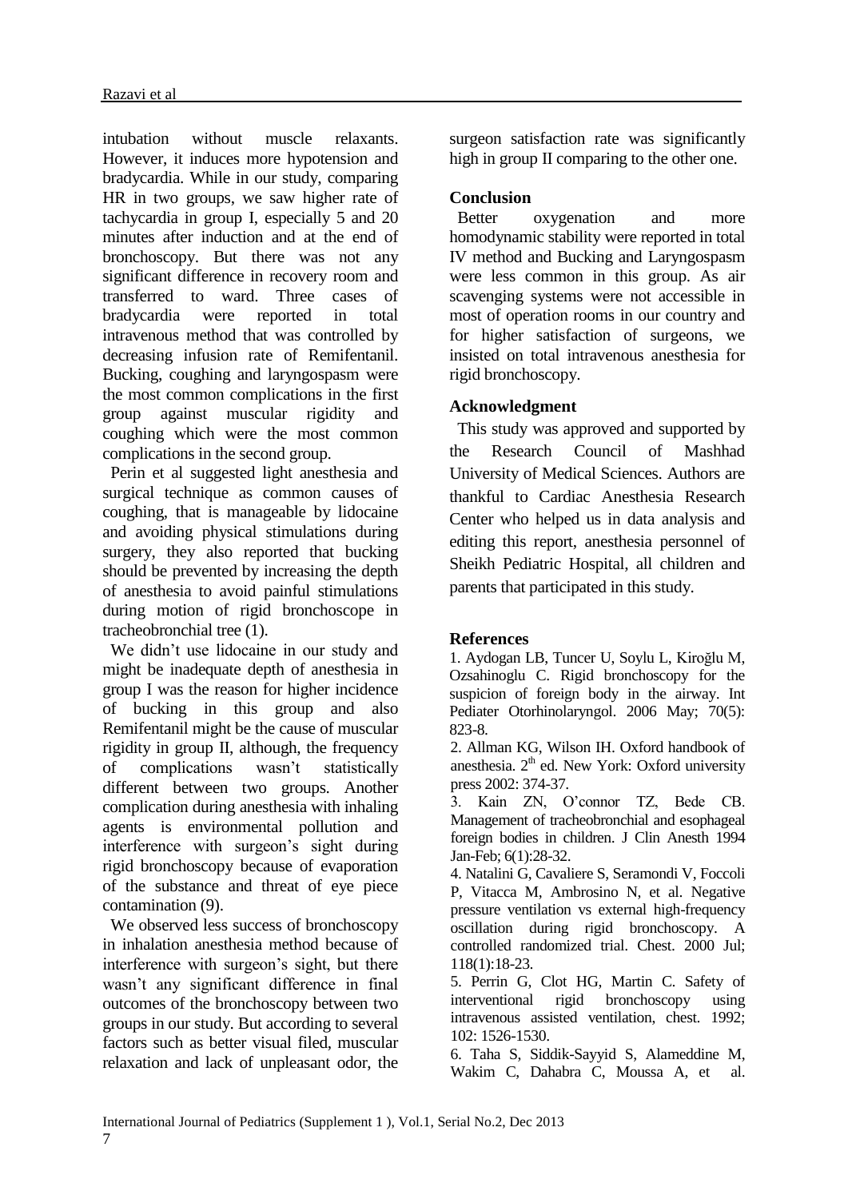intubation without muscle relaxants. However, it induces more hypotension and bradycardia. While in our study, comparing HR in two groups, we saw higher rate of tachycardia in group I, especially 5 and 20 minutes after induction and at the end of bronchoscopy. But there was not any significant difference in recovery room and transferred to ward. Three cases of bradycardia were reported in total intravenous method that was controlled by decreasing infusion rate of Remifentanil. Bucking, coughing and laryngospasm were the most common complications in the first group against muscular rigidity and coughing which were the most common complications in the second group.

Perin et al suggested light anesthesia and surgical technique as common causes of coughing, that is manageable by lidocaine and avoiding physical stimulations during surgery, they also reported that bucking should be prevented by increasing the depth of anesthesia to avoid painful stimulations during motion of rigid bronchoscope in tracheobronchial tree (1).

We didn't use lidocaine in our study and might be inadequate depth of anesthesia in group I was the reason for higher incidence of bucking in this group and also Remifentanil might be the cause of muscular rigidity in group II, although, the frequency of complications wasn't statistically different between two groups. Another complication during anesthesia with inhaling agents is environmental pollution and interference with surgeon's sight during rigid bronchoscopy because of evaporation of the substance and threat of eye piece contamination (9).

We observed less success of bronchoscopy in inhalation anesthesia method because of interference with surgeon's sight, but there wasn't any significant difference in final outcomes of the bronchoscopy between two groups in our study. But according to several factors such as better visual filed, muscular relaxation and lack of unpleasant odor, the surgeon satisfaction rate was significantly high in group II comparing to the other one.

## Conclusion

Better oxygenation and more homodynamic stability were reported in total IV method and Bucking and Laryngospasm were less common in this group. As air scavenging systems were not accessible in most of operation rooms in our country and for higher satisfaction of surgeons, we insisted on total intravenous anesthesia for rigid bronchoscopy.

## Acknowledgment

This study was approved and supported by the Research Council of Mashhad University of Medical Sciences. Authors are thankful to Cardiac Anesthesia Research Center who helped us in data analysis and editing this report, anesthesia personnel of Sheikh Pediatric Hospital, all children and parents that participated in this study.

## References

1. Aydogan LB, Tuncer U, Soylu L, Kiroğlu M, Ozsahinoglu C. Rigid bronchoscopy for the suspicion of foreign body in the airway. Int Pediater Otorhinolaryngol. 2006 May; 70(5): 823-8.

2. Allman KG, Wilson IH. Oxford handbook of anesthesia. 2th ed. New York: Oxford university press 2002: 374-37.

3. Kain ZN, O'connor TZ, Bede CB. Management of tracheobronchial and esophageal foreign bodies in children. J Clin Anesth 1994 Jan-Feb; 6(1):28-32.

4. Natalini G, Cavaliere S, Seramondi V, Foccoli P, Vitacca M, Ambrosino N, et al. Negative pressure ventilation vs external high-frequency oscillation during rigid bronchoscopy. A controlled randomized trial. Chest. 2000 Jul; 118(1):18-23.

5. Perrin G, Clot HG, Martin C. Safety of interventional rigid bronchoscopy using intravenous assisted ventilation, chest. 1992; 102: 1526-1530.

6. Taha S, Siddik-Sayyid S, Alameddine M, Wakim C, Dahabra C, Moussa A, et al.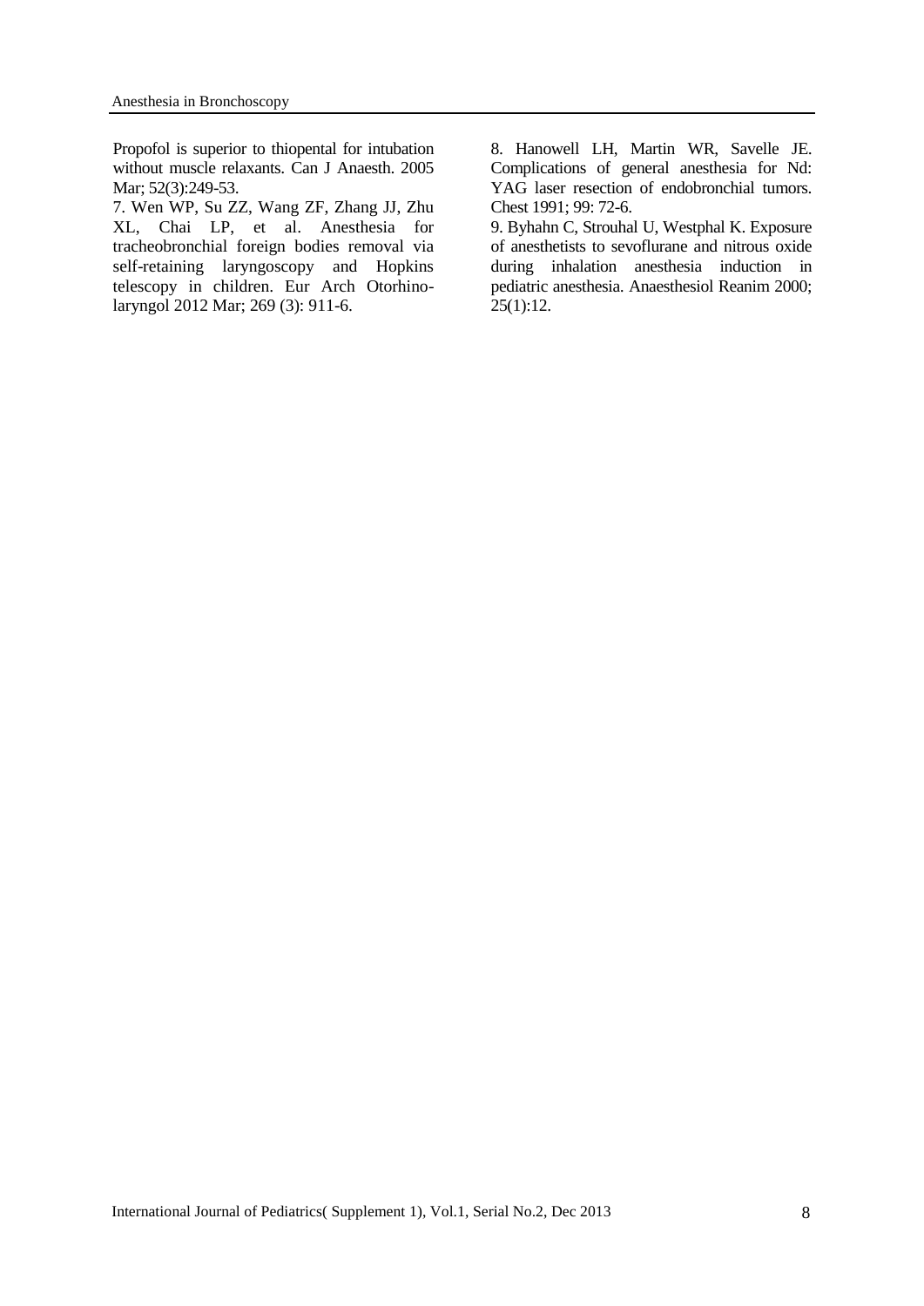Propofol is superior to thiopental for intubation without muscle relaxants. Can J Anaesth. 2005 Mar; 52(3):249-53.

7. Wen WP, Su ZZ, Wang ZF, Zhang JJ, Zhu XL, Chai LP, et al. Anesthesia for tracheobronchial foreign bodies removal via self-retaining laryngoscopy and Hopkins telescopy in children. Eur Arch Otorhinolaryngol 2012 Mar; 269 (3): 911-6.

8. Hanowell LH, Martin WR, Savelle JE. Complications of general anesthesia for Nd: YAG laser resection of endobronchial tumors. Chest 1991; 99: 72-6.

9. Byhahn C, Strouhal U, Westphal K. Exposure of anesthetists to sevoflurane and nitrous oxide during inhalation anesthesia induction in pediatric anesthesia. Anaesthesiol Reanim 2000; 25(1):12.